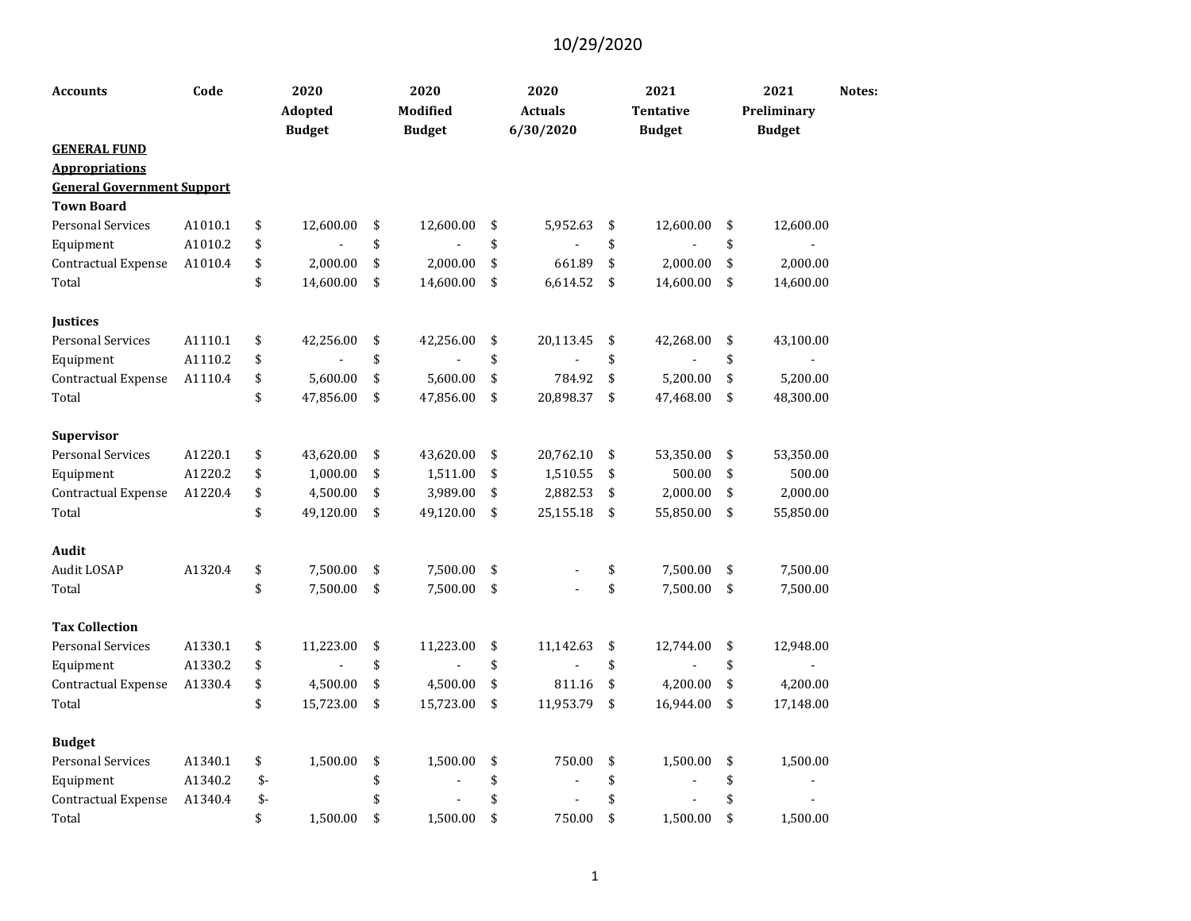10/29/2020

| Accounts | Code | 2020 Adopted Budget | 2020 Modified Budget | 2020 Actuals 6/30/2020 | 2021 Tentative Budget | 2021 Preliminary Budget | Notes: |
|---|---|---|---|---|---|---|---|
| **GENERAL FUND** | | | | | | | |
| **Appropriations** | | | | | | | |
| **General Government Support** | | | | | | | |
| **Town Board** | | | | | | | |
| Personal Services | A1010.1 | $ 12,600.00 | $ 12,600.00 | $ 5,952.63 | $ 12,600.00 | $ 12,600.00 | |
| Equipment | A1010.2 | $ - | $ - | $ - | $ - | $ - | |
| Contractual Expense | A1010.4 | $ 2,000.00 | $ 2,000.00 | $ 661.89 | $ 2,000.00 | $ 2,000.00 | |
| Total | | $ 14,600.00 | $ 14,600.00 | $ 6,614.52 | $ 14,600.00 | $ 14,600.00 | |
| | | | | | | | |
| **Justices** | | | | | | | |
| Personal Services | A1110.1 | $ 42,256.00 | $ 42,256.00 | $ 20,113.45 | $ 42,268.00 | $ 43,100.00 | |
| Equipment | A1110.2 | $ - | $ - | $ - | $ - | $ - | |
| Contractual Expense | A1110.4 | $ 5,600.00 | $ 5,600.00 | $ 784.92 | $ 5,200.00 | $ 5,200.00 | |
| Total | | $ 47,856.00 | $ 47,856.00 | $ 20,898.37 | $ 47,468.00 | $ 48,300.00 | |
| | | | | | | | |
| **Supervisor** | | | | | | | |
| Personal Services | A1220.1 | $ 43,620.00 | $ 43,620.00 | $ 20,762.10 | $ 53,350.00 | $ 53,350.00 | |
| Equipment | A1220.2 | $ 1,000.00 | $ 1,511.00 | $ 1,510.55 | $ 500.00 | $ 500.00 | |
| Contractual Expense | A1220.4 | $ 4,500.00 | $ 3,989.00 | $ 2,882.53 | $ 2,000.00 | $ 2,000.00 | |
| Total | | $ 49,120.00 | $ 49,120.00 | $ 25,155.18 | $ 55,850.00 | $ 55,850.00 | |
| | | | | | | | |
| **Audit** | | | | | | | |
| Audit LOSAP | A1320.4 | $ 7,500.00 | $ 7,500.00 | $ - | $ 7,500.00 | $ 7,500.00 | |
| Total | | $ 7,500.00 | $ 7,500.00 | $ - | $ 7,500.00 | $ 7,500.00 | |
| | | | | | | | |
| **Tax Collection** | | | | | | | |
| Personal Services | A1330.1 | $ 11,223.00 | $ 11,223.00 | $ 11,142.63 | $ 12,744.00 | $ 12,948.00 | |
| Equipment | A1330.2 | $ - | $ - | $ - | $ - | $ - | |
| Contractual Expense | A1330.4 | $ 4,500.00 | $ 4,500.00 | $ 811.16 | $ 4,200.00 | $ 4,200.00 | |
| Total | | $ 15,723.00 | $ 15,723.00 | $ 11,953.79 | $ 16,944.00 | $ 17,148.00 | |
| | | | | | | | |
| **Budget** | | | | | | | |
| Personal Services | A1340.1 | $ 1,500.00 | $ 1,500.00 | $ 750.00 | $ 1,500.00 | $ 1,500.00 | |
| Equipment | A1340.2 | $- | $ - | $ - | $ - | $ - | |
| Contractual Expense | A1340.4 | $- | $ - | $ - | $ - | $ - | |
| Total | | $ 1,500.00 | $ 1,500.00 | $ 750.00 | $ 1,500.00 | $ 1,500.00 | |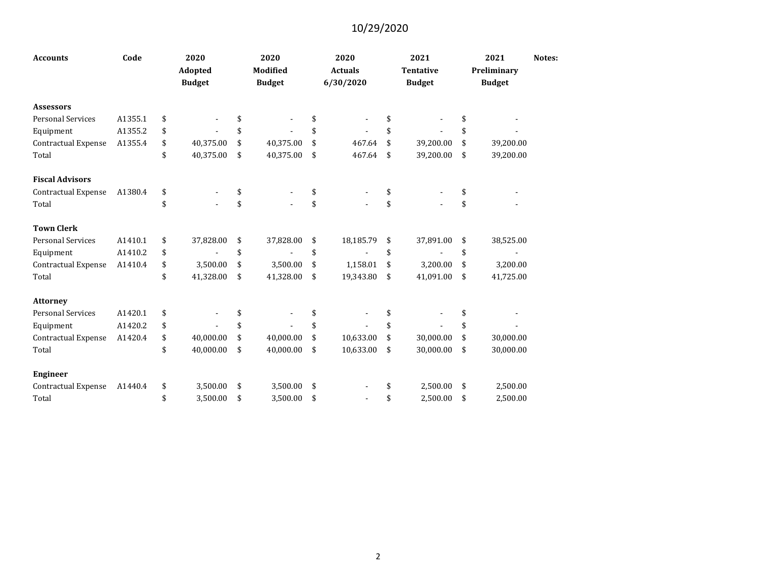10/29/2020

| Accounts | Code | 2020 Adopted Budget | 2020 Modified Budget | 2020 Actuals 6/30/2020 | 2021 Tentative Budget | 2021 Preliminary Budget | Notes: |
|---|---|---|---|---|---|---|---|
| **Assessors** | | | | | | | |
| Personal Services | A1355.1 | $ - | $ - | $ - | $ - | $ - | |
| Equipment | A1355.2 | $ - | $ - | $ - | $ - | $ - | |
| Contractual Expense | A1355.4 | $ 40,375.00 | $ 40,375.00 | $ 467.64 | $ 39,200.00 | $ 39,200.00 | |
| Total | | $ 40,375.00 | $ 40,375.00 | $ 467.64 | $ 39,200.00 | $ 39,200.00 | |
| | | | | | | | |
| **Fiscal Advisors** | | | | | | | |
| Contractual Expense | A1380.4 | $ - | $ - | $ - | $ - | $ - | |
| Total | | $ - | $ - | $ - | $ - | $ - | |
| | | | | | | | |
| **Town Clerk** | | | | | | | |
| Personal Services | A1410.1 | $ 37,828.00 | $ 37,828.00 | $ 18,185.79 | $ 37,891.00 | $ 38,525.00 | |
| Equipment | A1410.2 | $ - | $ - | $ - | $ - | $ - | |
| Contractual Expense | A1410.4 | $ 3,500.00 | $ 3,500.00 | $ 1,158.01 | $ 3,200.00 | $ 3,200.00 | |
| Total | | $ 41,328.00 | $ 41,328.00 | $ 19,343.80 | $ 41,091.00 | $ 41,725.00 | |
| | | | | | | | |
| **Attorney** | | | | | | | |
| Personal Services | A1420.1 | $ - | $ - | $ - | $ - | $ - | |
| Equipment | A1420.2 | $ - | $ - | $ - | $ - | $ - | |
| Contractual Expense | A1420.4 | $ 40,000.00 | $ 40,000.00 | $ 10,633.00 | $ 30,000.00 | $ 30,000.00 | |
| Total | | $ 40,000.00 | $ 40,000.00 | $ 10,633.00 | $ 30,000.00 | $ 30,000.00 | |
| | | | | | | | |
| **Engineer** | | | | | | | |
| Contractual Expense | A1440.4 | $ 3,500.00 | $ 3,500.00 | $ - | $ 2,500.00 | $ 2,500.00 | |
| Total | | $ 3,500.00 | $ 3,500.00 | $ - | $ 2,500.00 | $ 2,500.00 | |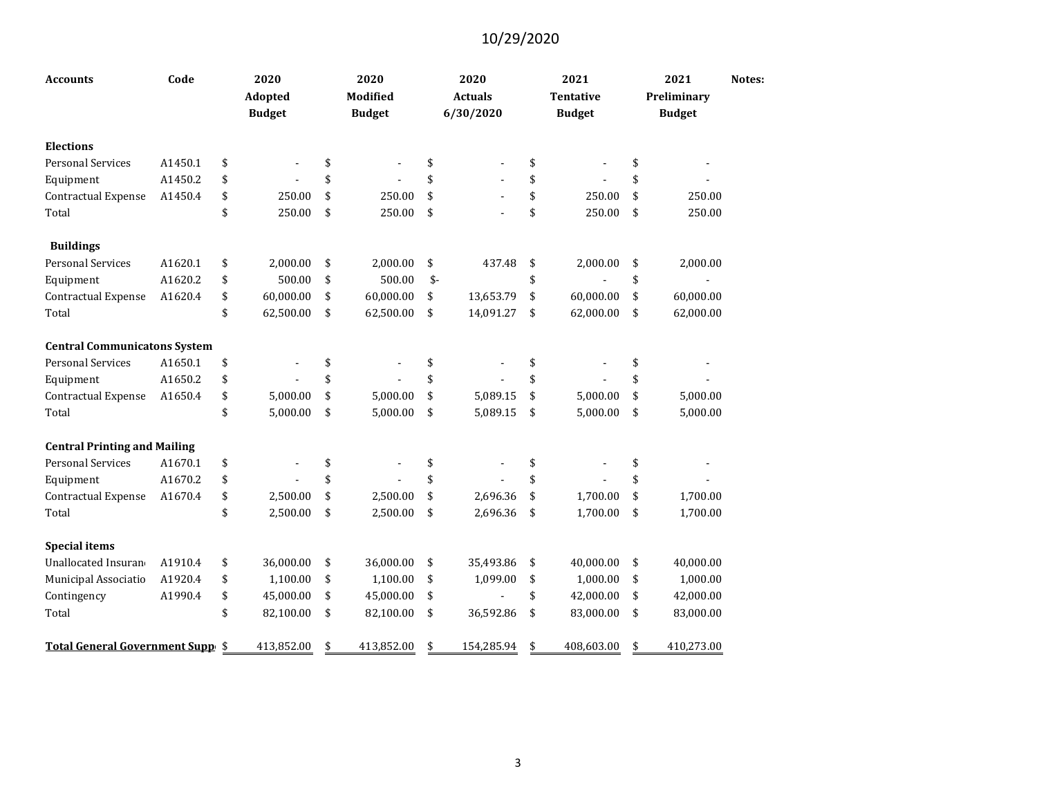10/29/2020

| Accounts | Code | 2020 Adopted Budget | 2020 Modified Budget | 2020 Actuals 6/30/2020 | 2021 Tentative Budget | 2021 Preliminary Budget | Notes: |
|---|---|---|---|---|---|---|---|
| **Elections** | | | | | | | |
| Personal Services | A1450.1 | $ - | $ - | $ - | $ - | $ - | |
| Equipment | A1450.2 | $ - | $ - | $ - | $ - | $ - | |
| Contractual Expense | A1450.4 | $ 250.00 | $ 250.00 | $ - | $ 250.00 | $ 250.00 | |
| Total | | $ 250.00 | $ 250.00 | $ - | $ 250.00 | $ 250.00 | |
| **Buildings** | | | | | | | |
| Personal Services | A1620.1 | $ 2,000.00 | $ 2,000.00 | $ 437.48 | $ 2,000.00 | $ 2,000.00 | |
| Equipment | A1620.2 | $ 500.00 | $ 500.00 | $- | $ - | $ - | |
| Contractual Expense | A1620.4 | $ 60,000.00 | $ 60,000.00 | $ 13,653.79 | $ 60,000.00 | $ 60,000.00 | |
| Total | | $ 62,500.00 | $ 62,500.00 | $ 14,091.27 | $ 62,000.00 | $ 62,000.00 | |
| **Central Communicatons System** | | | | | | | |
| Personal Services | A1650.1 | $ - | $ - | $ - | $ - | $ - | |
| Equipment | A1650.2 | $ - | $ - | $ - | $ - | $ - | |
| Contractual Expense | A1650.4 | $ 5,000.00 | $ 5,000.00 | $ 5,089.15 | $ 5,000.00 | $ 5,000.00 | |
| Total | | $ 5,000.00 | $ 5,000.00 | $ 5,089.15 | $ 5,000.00 | $ 5,000.00 | |
| **Central Printing and Mailing** | | | | | | | |
| Personal Services | A1670.1 | $ - | $ - | $ - | $ - | $ - | |
| Equipment | A1670.2 | $ - | $ - | $ - | $ - | $ - | |
| Contractual Expense | A1670.4 | $ 2,500.00 | $ 2,500.00 | $ 2,696.36 | $ 1,700.00 | $ 1,700.00 | |
| Total | | $ 2,500.00 | $ 2,500.00 | $ 2,696.36 | $ 1,700.00 | $ 1,700.00 | |
| **Special items** | | | | | | | |
| Unallocated Insuran | A1910.4 | $ 36,000.00 | $ 36,000.00 | $ 35,493.86 | $ 40,000.00 | $ 40,000.00 | |
| Municipal Associatio | A1920.4 | $ 1,100.00 | $ 1,100.00 | $ 1,099.00 | $ 1,000.00 | $ 1,000.00 | |
| Contingency | A1990.4 | $ 45,000.00 | $ 45,000.00 | $ - | $ 42,000.00 | $ 42,000.00 | |
| Total | | $ 82,100.00 | $ 82,100.00 | $ 36,592.86 | $ 83,000.00 | $ 83,000.00 | |
| **Total General Government Supp** | | $ 413,852.00 | $ 413,852.00 | $ 154,285.94 | $ 408,603.00 | $ 410,273.00 | |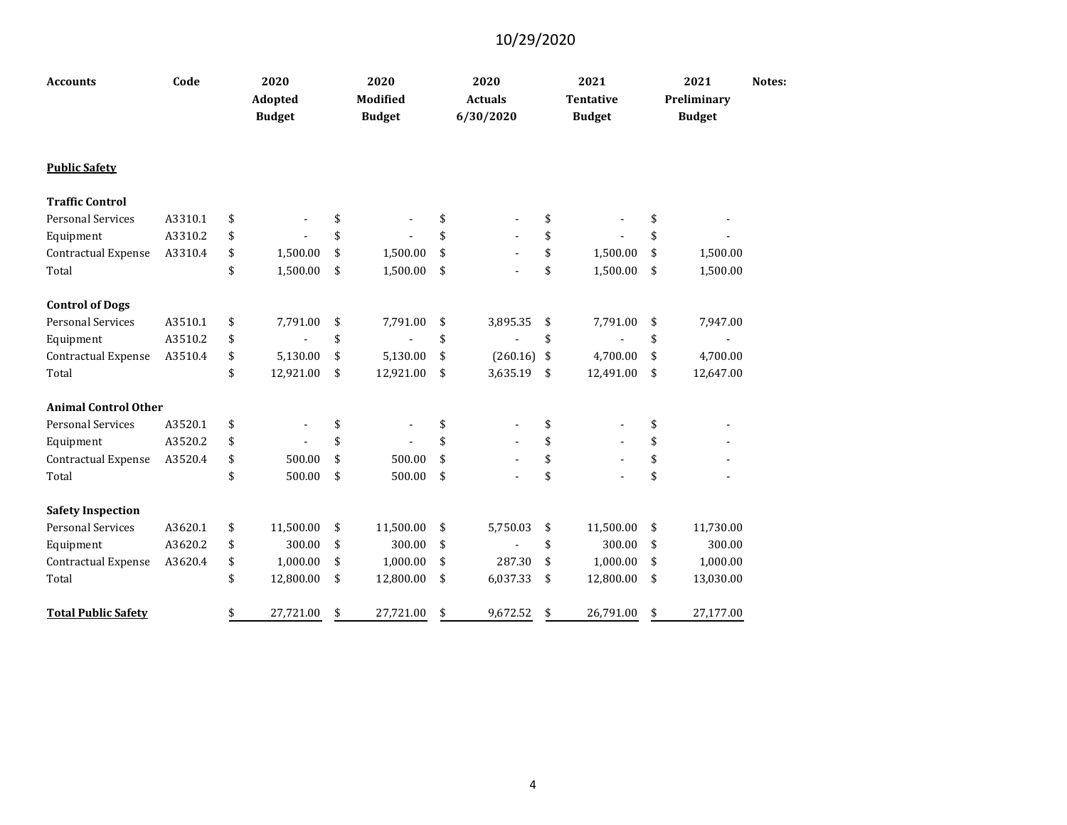10/29/2020

| Accounts | Code | 2020 Adopted Budget | 2020 Modified Budget | 2020 Actuals 6/30/2020 | 2021 Tentative Budget | 2021 Preliminary Budget | Notes: |
|---|---|---|---|---|---|---|---|
| **Public Safety** | | | | | | | |
| **Traffic Control** | | | | | | | |
| Personal Services | A3310.1 | $ - | $ - | $ - | $ - | $ - | |
| Equipment | A3310.2 | $ - | $ - | $ - | $ - | $ - | |
| Contractual Expense | A3310.4 | $ 1,500.00 | $ 1,500.00 | $ - | $ 1,500.00 | $ 1,500.00 | |
| Total | | $ 1,500.00 | $ 1,500.00 | $ - | $ 1,500.00 | $ 1,500.00 | |
| **Control of Dogs** | | | | | | | |
| Personal Services | A3510.1 | $ 7,791.00 | $ 7,791.00 | $ 3,895.35 | $ 7,791.00 | $ 7,947.00 | |
| Equipment | A3510.2 | $ - | $ - | $ - | $ - | $ - | |
| Contractual Expense | A3510.4 | $ 5,130.00 | $ 5,130.00 | $ (260.16) | $ 4,700.00 | $ 4,700.00 | |
| Total | | $ 12,921.00 | $ 12,921.00 | $ 3,635.19 | $ 12,491.00 | $ 12,647.00 | |
| **Animal Control Other** | | | | | | | |
| Personal Services | A3520.1 | $ - | $ - | $ - | $ - | $ - | |
| Equipment | A3520.2 | $ - | $ - | $ - | $ - | $ - | |
| Contractual Expense | A3520.4 | $ 500.00 | $ 500.00 | $ - | $ - | $ - | |
| Total | | $ 500.00 | $ 500.00 | $ - | $ - | $ - | |
| **Safety Inspection** | | | | | | | |
| Personal Services | A3620.1 | $ 11,500.00 | $ 11,500.00 | $ 5,750.03 | $ 11,500.00 | $ 11,730.00 | |
| Equipment | A3620.2 | $ 300.00 | $ 300.00 | $ - | $ 300.00 | $ 300.00 | |
| Contractual Expense | A3620.4 | $ 1,000.00 | $ 1,000.00 | $ 287.30 | $ 1,000.00 | $ 1,000.00 | |
| Total | | $ 12,800.00 | $ 12,800.00 | $ 6,037.33 | $ 12,800.00 | $ 13,030.00 | |
| **Total Public Safety** | | $ 27,721.00 | $ 27,721.00 | $ 9,672.52 | $ 26,791.00 | $ 27,177.00 | |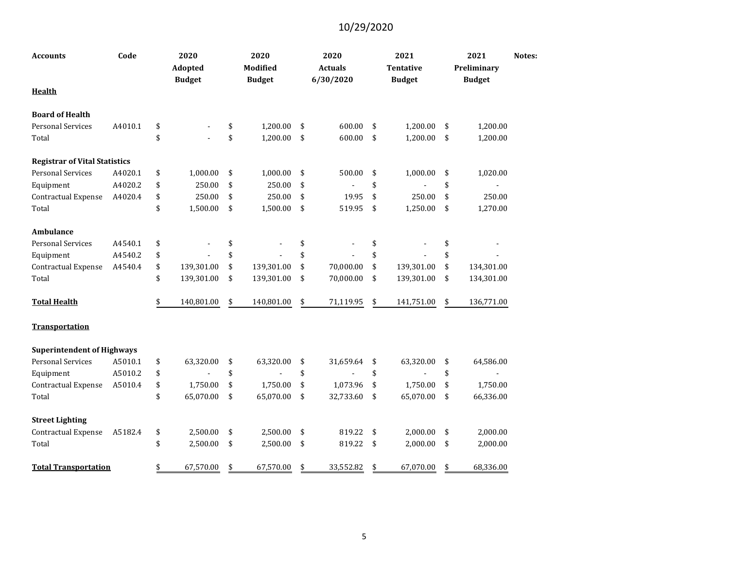10/29/2020

| Accounts | Code | 2020 Adopted Budget | 2020 Modified Budget | 2020 Actuals 6/30/2020 | 2021 Tentative Budget | 2021 Preliminary Budget | Notes: |
|---|---|---|---|---|---|---|---|
| **Health** | | | | | | | |
| **Board of Health** | | | | | | | |
| Personal Services | A4010.1 | $ - | $ 1,200.00 | $ 600.00 | $ 1,200.00 | $ 1,200.00 | |
| Total | | $ - | $ 1,200.00 | $ 600.00 | $ 1,200.00 | $ 1,200.00 | |
| **Registrar of Vital Statistics** | | | | | | | |
| Personal Services | A4020.1 | $ 1,000.00 | $ 1,000.00 | $ 500.00 | $ 1,000.00 | $ 1,020.00 | |
| Equipment | A4020.2 | $ 250.00 | $ 250.00 | $ - | $ - | $ - | |
| Contractual Expense | A4020.4 | $ 250.00 | $ 250.00 | $ 19.95 | $ 250.00 | $ 250.00 | |
| Total | | $ 1,500.00 | $ 1,500.00 | $ 519.95 | $ 1,250.00 | $ 1,270.00 | |
| **Ambulance** | | | | | | | |
| Personal Services | A4540.1 | $ - | $ - | $ - | $ - | $ - | |
| Equipment | A4540.2 | $ - | $ - | $ - | $ - | $ - | |
| Contractual Expense | A4540.4 | $ 139,301.00 | $ 139,301.00 | $ 70,000.00 | $ 139,301.00 | $ 134,301.00 | |
| Total | | $ 139,301.00 | $ 139,301.00 | $ 70,000.00 | $ 139,301.00 | $ 134,301.00 | |
| **Total Health** | | $ 140,801.00 | $ 140,801.00 | $ 71,119.95 | $ 141,751.00 | $ 136,771.00 | |
| **Transportation** | | | | | | | |
| **Superintendent of Highways** | | | | | | | |
| Personal Services | A5010.1 | $ 63,320.00 | $ 63,320.00 | $ 31,659.64 | $ 63,320.00 | $ 64,586.00 | |
| Equipment | A5010.2 | $ - | $ - | $ - | $ - | $ - | |
| Contractual Expense | A5010.4 | $ 1,750.00 | $ 1,750.00 | $ 1,073.96 | $ 1,750.00 | $ 1,750.00 | |
| Total | | $ 65,070.00 | $ 65,070.00 | $ 32,733.60 | $ 65,070.00 | $ 66,336.00 | |
| **Street Lighting** | | | | | | | |
| Contractual Expense | A5182.4 | $ 2,500.00 | $ 2,500.00 | $ 819.22 | $ 2,000.00 | $ 2,000.00 | |
| Total | | $ 2,500.00 | $ 2,500.00 | $ 819.22 | $ 2,000.00 | $ 2,000.00 | |
| **Total Transportation** | | $ 67,570.00 | $ 67,570.00 | $ 33,552.82 | $ 67,070.00 | $ 68,336.00 | |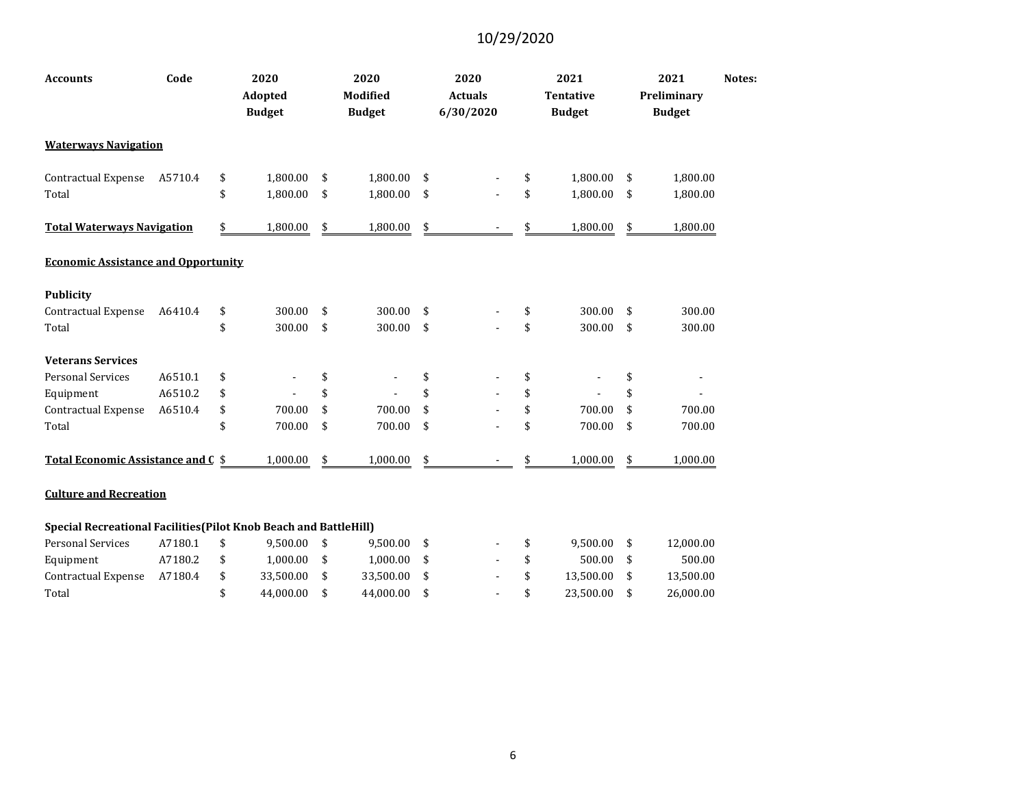10/29/2020

| Accounts | Code | 2020 Adopted Budget | 2020 Modified Budget | 2020 Actuals 6/30/2020 | 2021 Tentative Budget | 2021 Preliminary Budget | Notes: |
|---|---|---|---|---|---|---|---|
| **Waterways Navigation** | | | | | | | |
| Contractual Expense | A5710.4 | $ 1,800.00 | $ 1,800.00 | $ - | $ 1,800.00 | $ 1,800.00 | |
| Total | | $ 1,800.00 | $ 1,800.00 | $ - | $ 1,800.00 | $ 1,800.00 | |
| **Total Waterways Navigation** | | $ 1,800.00 | $ 1,800.00 | $ - | $ 1,800.00 | $ 1,800.00 | |
| **Economic Assistance and Opportunity** | | | | | | | |
| **Publicity** | | | | | | | |
| Contractual Expense | A6410.4 | $ 300.00 | $ 300.00 | $ - | $ 300.00 | $ 300.00 | |
| Total | | $ 300.00 | $ 300.00 | $ - | $ 300.00 | $ 300.00 | |
| **Veterans Services** | | | | | | | |
| Personal Services | A6510.1 | $ - | $ - | $ - | $ - | $ - | |
| Equipment | A6510.2 | $ - | $ - | $ - | $ - | $ - | |
| Contractual Expense | A6510.4 | $ 700.00 | $ 700.00 | $ - | $ 700.00 | $ 700.00 | |
| Total | | $ 700.00 | $ 700.00 | $ - | $ 700.00 | $ 700.00 | |
| **Total Economic Assistance and C** | | $ 1,000.00 | $ 1,000.00 | $ - | $ 1,000.00 | $ 1,000.00 | |
| **Culture and Recreation** | | | | | | | |
| **Special Recreational Facilities(Pilot Knob Beach and BattleHill)** | | | | | | | |
| Personal Services | A7180.1 | $ 9,500.00 | $ 9,500.00 | $ - | $ 9,500.00 | $ 12,000.00 | |
| Equipment | A7180.2 | $ 1,000.00 | $ 1,000.00 | $ - | $ 500.00 | $ 500.00 | |
| Contractual Expense | A7180.4 | $ 33,500.00 | $ 33,500.00 | $ - | $ 13,500.00 | $ 13,500.00 | |
| Total | | $ 44,000.00 | $ 44,000.00 | $ - | $ 23,500.00 | $ 26,000.00 | |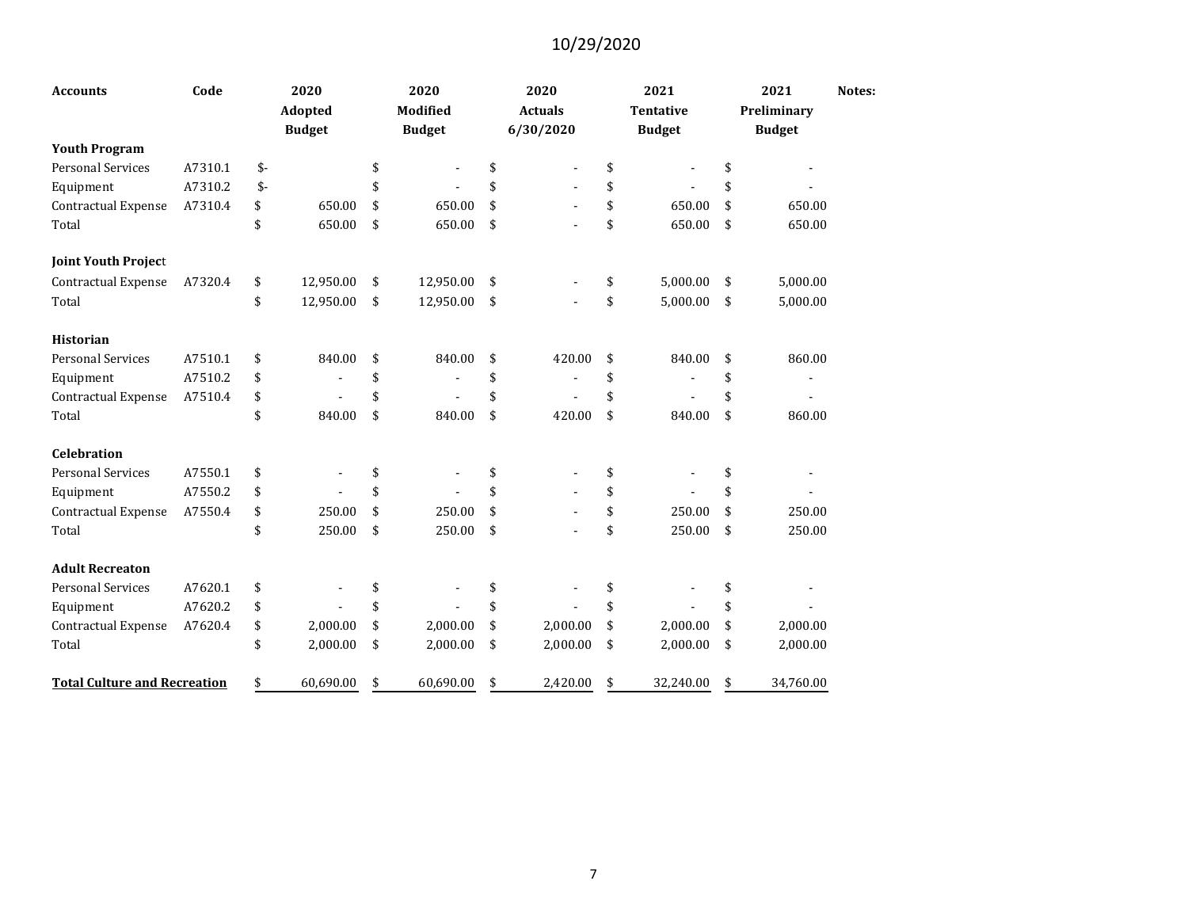10/29/2020

| Accounts | Code | 2020 Adopted Budget | 2020 Modified Budget | 2020 Actuals 6/30/2020 | 2021 Tentative Budget | 2021 Preliminary Budget | Notes: |
|---|---|---|---|---|---|---|---|
| **Youth Program** | | | | | | | |
| Personal Services | A7310.1 | $- | $ - | $ - | $ - | $ - | |
| Equipment | A7310.2 | $- | $ - | $ - | $ - | $ - | |
| Contractual Expense | A7310.4 | $ 650.00 | $ 650.00 | $ - | $ 650.00 | $ 650.00 | |
| Total | | $ 650.00 | $ 650.00 | $ - | $ 650.00 | $ 650.00 | |
| **Joint Youth Project** | | | | | | | |
| Contractual Expense | A7320.4 | $ 12,950.00 | $ 12,950.00 | $ - | $ 5,000.00 | $ 5,000.00 | |
| Total | | $ 12,950.00 | $ 12,950.00 | $ - | $ 5,000.00 | $ 5,000.00 | |
| **Historian** | | | | | | | |
| Personal Services | A7510.1 | $ 840.00 | $ 840.00 | $ 420.00 | $ 840.00 | $ 860.00 | |
| Equipment | A7510.2 | $ - | $ - | $ - | $ - | $ - | |
| Contractual Expense | A7510.4 | $ - | $ - | $ - | $ - | $ - | |
| Total | | $ 840.00 | $ 840.00 | $ 420.00 | $ 840.00 | $ 860.00 | |
| **Celebration** | | | | | | | |
| Personal Services | A7550.1 | $ - | $ - | $ - | $ - | $ - | |
| Equipment | A7550.2 | $ - | $ - | $ - | $ - | $ - | |
| Contractual Expense | A7550.4 | $ 250.00 | $ 250.00 | $ - | $ 250.00 | $ 250.00 | |
| Total | | $ 250.00 | $ 250.00 | $ - | $ 250.00 | $ 250.00 | |
| **Adult Recreaton** | | | | | | | |
| Personal Services | A7620.1 | $ - | $ - | $ - | $ - | $ - | |
| Equipment | A7620.2 | $ - | $ - | $ - | $ - | $ - | |
| Contractual Expense | A7620.4 | $ 2,000.00 | $ 2,000.00 | $ 2,000.00 | $ 2,000.00 | $ 2,000.00 | |
| Total | | $ 2,000.00 | $ 2,000.00 | $ 2,000.00 | $ 2,000.00 | $ 2,000.00 | |
| **Total Culture and Recreation** | | $ 60,690.00 | $ 60,690.00 | $ 2,420.00 | $ 32,240.00 | $ 34,760.00 | |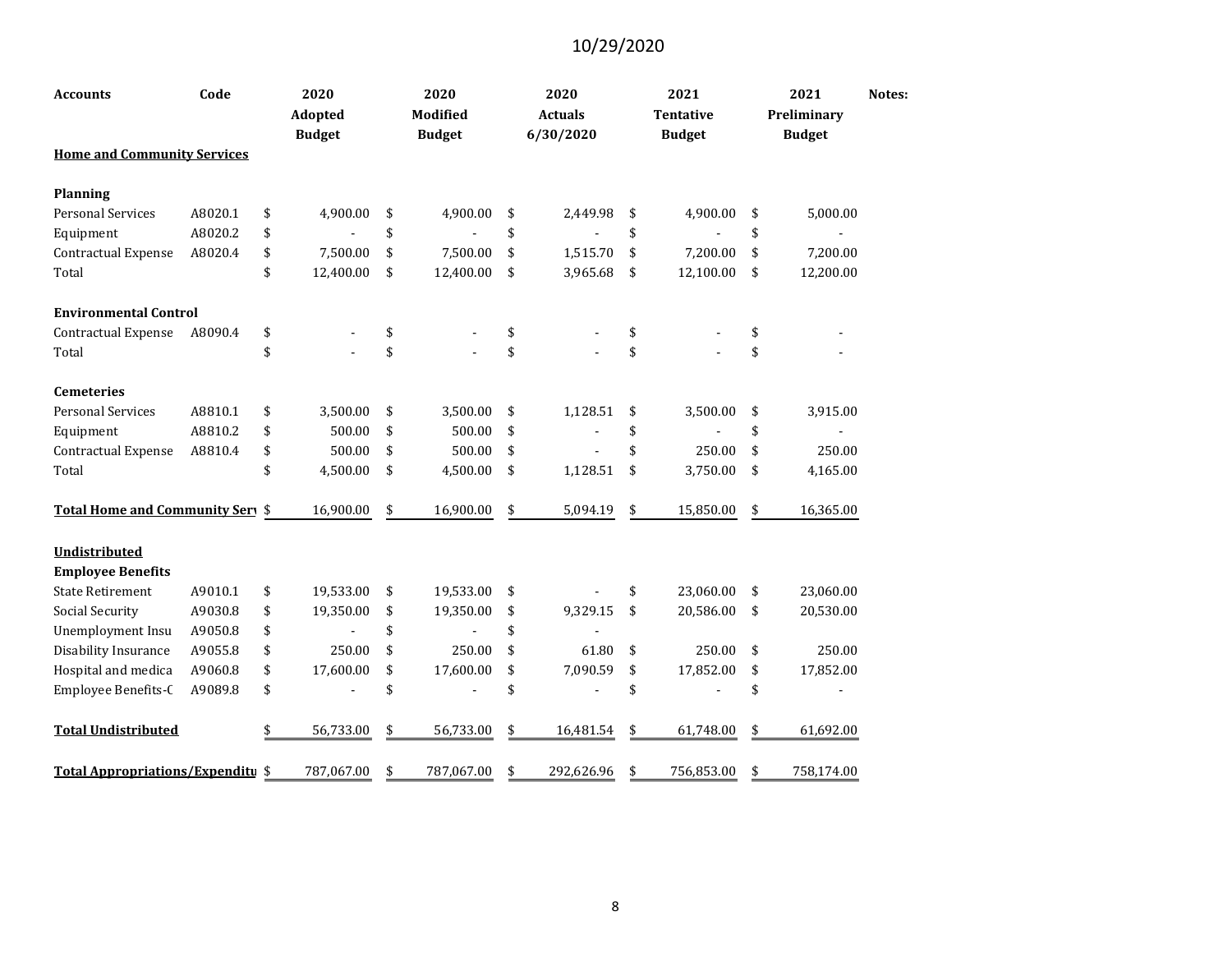10/29/2020

| Accounts | Code | 2020 Adopted Budget | 2020 Modified Budget | 2020 Actuals 6/30/2020 | 2021 Tentative Budget | 2021 Preliminary Budget | Notes: |
|---|---|---|---|---|---|---|---|
| **Home and Community Services** | | | | | | | |
| | | | | | | | |
| **Planning** | | | | | | | |
| Personal Services | A8020.1 | $ 4,900.00 | $ 4,900.00 | $ 2,449.98 | $ 4,900.00 | $ 5,000.00 | |
| Equipment | A8020.2 | $ - | $ - | $ - | $ - | $ - | |
| Contractual Expense | A8020.4 | $ 7,500.00 | $ 7,500.00 | $ 1,515.70 | $ 7,200.00 | $ 7,200.00 | |
| Total | | $ 12,400.00 | $ 12,400.00 | $ 3,965.68 | $ 12,100.00 | $ 12,200.00 | |
| | | | | | | | |
| **Environmental Control** | | | | | | | |
| Contractual Expense | A8090.4 | $ - | $ - | $ - | $ - | $ - | |
| Total | | $ - | $ - | $ - | $ - | $ - | |
| | | | | | | | |
| **Cemeteries** | | | | | | | |
| Personal Services | A8810.1 | $ 3,500.00 | $ 3,500.00 | $ 1,128.51 | $ 3,500.00 | $ 3,915.00 | |
| Equipment | A8810.2 | $ 500.00 | $ 500.00 | $ - | $ - | $ - | |
| Contractual Expense | A8810.4 | $ 500.00 | $ 500.00 | $ - | $ 250.00 | $ 250.00 | |
| Total | | $ 4,500.00 | $ 4,500.00 | $ 1,128.51 | $ 3,750.00 | $ 4,165.00 | |
| | | | | | | | |
| **Total Home and Community Serv** | | $ 16,900.00 | $ 16,900.00 | $ 5,094.19 | $ 15,850.00 | $ 16,365.00 | |
| | | | | | | | |
| **Undistributed** | | | | | | | |
| **Employee Benefits** | | | | | | | |
| State Retirement | A9010.1 | $ 19,533.00 | $ 19,533.00 | $ - | $ 23,060.00 | $ 23,060.00 | |
| Social Security | A9030.8 | $ 19,350.00 | $ 19,350.00 | $ 9,329.15 | $ 20,586.00 | $ 20,530.00 | |
| Unemployment Insu | A9050.8 | $ - | $ - | $ - | | | |
| Disability Insurance | A9055.8 | $ 250.00 | $ 250.00 | $ 61.80 | $ 250.00 | $ 250.00 | |
| Hospital and medica | A9060.8 | $ 17,600.00 | $ 17,600.00 | $ 7,090.59 | $ 17,852.00 | $ 17,852.00 | |
| Employee Benefits-( | A9089.8 | $ - | $ - | $ - | $ - | $ - | |
| | | | | | | | |
| **Total Undistributed** | | $ 56,733.00 | $ 56,733.00 | $ 16,481.54 | $ 61,748.00 | $ 61,692.00 | |
| | | | | | | | |
| **Total Appropriations/Expenditu** | | $ 787,067.00 | $ 787,067.00 | $ 292,626.96 | $ 756,853.00 | $ 758,174.00 | |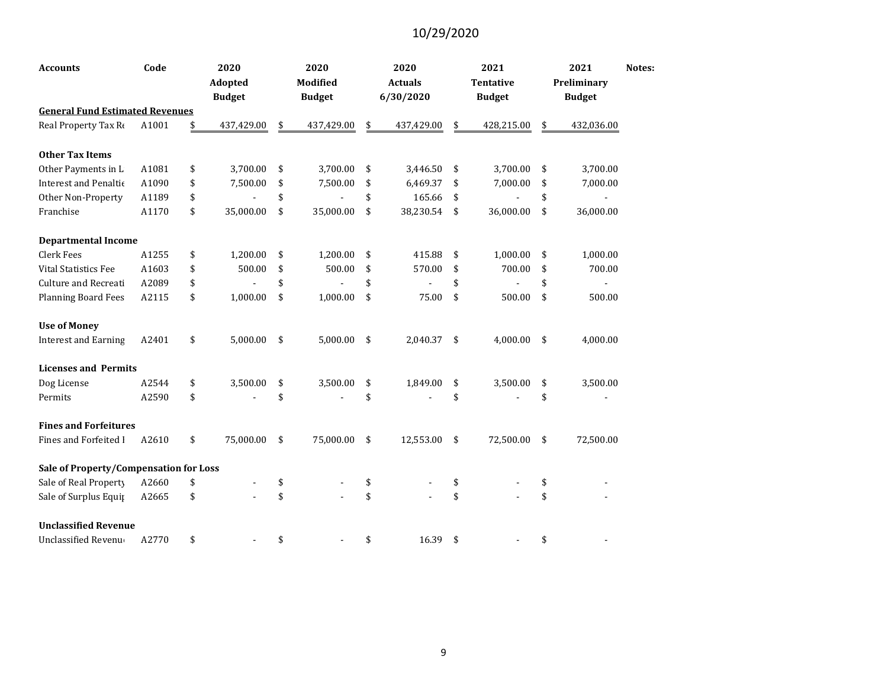10/29/2020

| Accounts | Code | 2020 Adopted Budget | 2020 Modified Budget | 2020 Actuals 6/30/2020 | 2021 Tentative Budget | 2021 Preliminary Budget | Notes: |
|---|---|---|---|---|---|---|---|
| **General Fund Estimated Revenues** | | | | | | | |
| Real Property Tax Re | A1001 | $ 437,429.00 | $ 437,429.00 | $ 437,429.00 | $ 428,215.00 | $ 432,036.00 | |
| | | | | | | | |
| **Other Tax Items** | | | | | | | |
| Other Payments in L | A1081 | $ 3,700.00 | $ 3,700.00 | $ 3,446.50 | $ 3,700.00 | $ 3,700.00 | |
| Interest and Penaltie | A1090 | $ 7,500.00 | $ 7,500.00 | $ 6,469.37 | $ 7,000.00 | $ 7,000.00 | |
| Other Non-Property | A1189 | $ - | $ - | $ 165.66 | $ - | $ - | |
| Franchise | A1170 | $ 35,000.00 | $ 35,000.00 | $ 38,230.54 | $ 36,000.00 | $ 36,000.00 | |
| | | | | | | | |
| **Departmental Income** | | | | | | | |
| Clerk Fees | A1255 | $ 1,200.00 | $ 1,200.00 | $ 415.88 | $ 1,000.00 | $ 1,000.00 | |
| Vital Statistics Fee | A1603 | $ 500.00 | $ 500.00 | $ 570.00 | $ 700.00 | $ 700.00 | |
| Culture and Recreati | A2089 | $ - | $ - | $ - | $ - | $ - | |
| Planning Board Fees | A2115 | $ 1,000.00 | $ 1,000.00 | $ 75.00 | $ 500.00 | $ 500.00 | |
| | | | | | | | |
| **Use of Money** | | | | | | | |
| Interest and Earning | A2401 | $ 5,000.00 | $ 5,000.00 | $ 2,040.37 | $ 4,000.00 | $ 4,000.00 | |
| | | | | | | | |
| **Licenses and Permits** | | | | | | | |
| Dog License | A2544 | $ 3,500.00 | $ 3,500.00 | $ 1,849.00 | $ 3,500.00 | $ 3,500.00 | |
| Permits | A2590 | $ - | $ - | $ - | $ - | $ - | |
| | | | | | | | |
| **Fines and Forfeitures** | | | | | | | |
| Fines and Forfeited I | A2610 | $ 75,000.00 | $ 75,000.00 | $ 12,553.00 | $ 72,500.00 | $ 72,500.00 | |
| | | | | | | | |
| **Sale of Property/Compensation for Loss** | | | | | | | |
| Sale of Real Property | A2660 | $ - | $ - | $ - | $ - | $ - | |
| Sale of Surplus Equip | A2665 | $ - | $ - | $ - | $ - | $ - | |
| | | | | | | | |
| **Unclassified Revenue** | | | | | | | |
| Unclassified Revenu | A2770 | $ - | $ - | $ 16.39 | $ - | $ - | |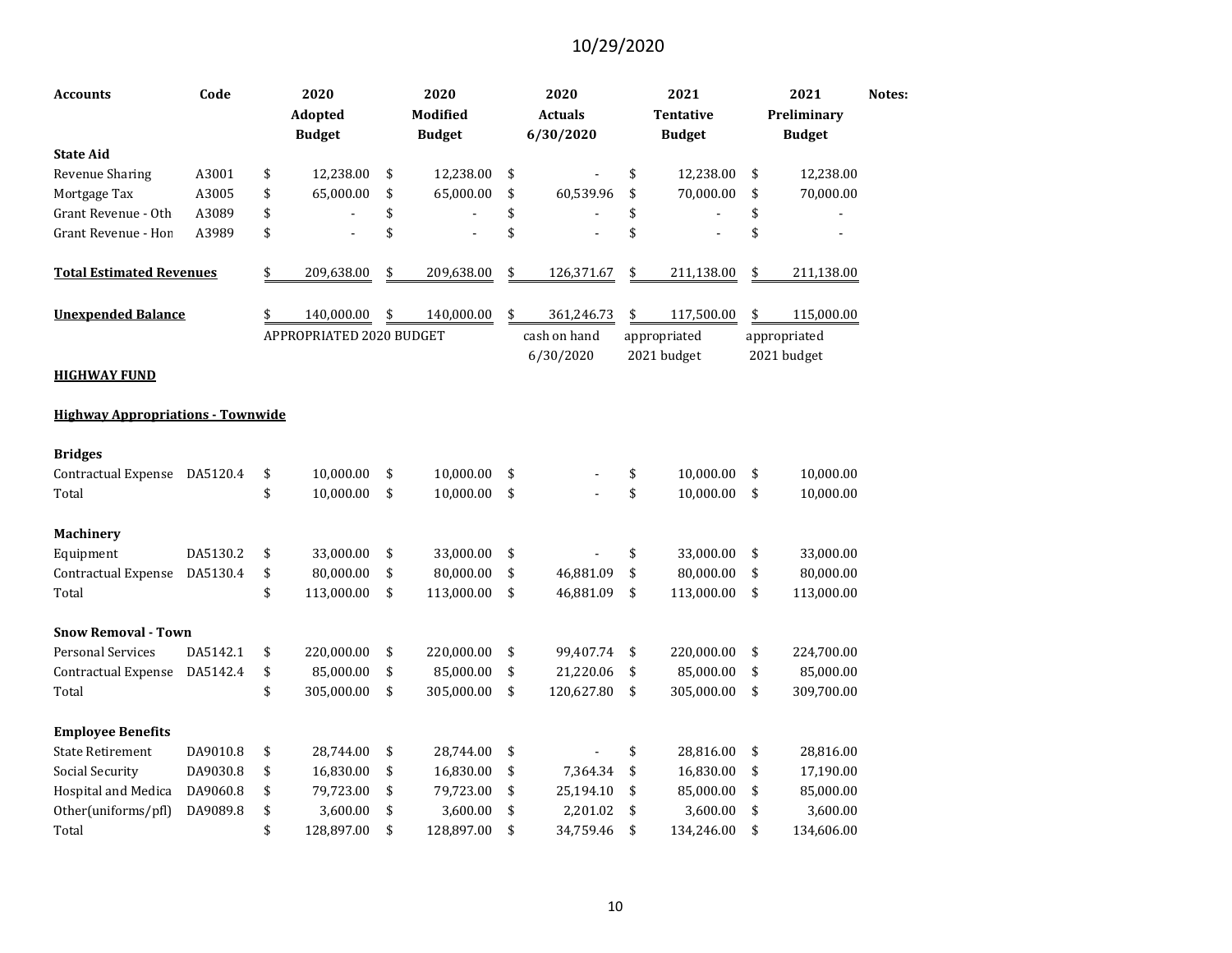10/29/2020

| Accounts | Code | 2020 Adopted Budget | 2020 Modified Budget | 2020 Actuals 6/30/2020 | 2021 Tentative Budget | 2021 Preliminary Budget | Notes: |
|---|---|---|---|---|---|---|---|
| **State Aid** | | | | | | | |
| Revenue Sharing | A3001 | $ 12,238.00 | $ 12,238.00 | $ - | $ 12,238.00 | $ 12,238.00 | |
| Mortgage Tax | A3005 | $ 65,000.00 | $ 65,000.00 | $ 60,539.96 | $ 70,000.00 | $ 70,000.00 | |
| Grant Revenue - Oth | A3089 | $ - | $ - | $ - | $ - | $ - | |
| Grant Revenue - Hon | A3989 | $ - | $ - | $ - | $ - | $ - | |
| **Total Estimated Revenues** | | $ 209,638.00 | $ 209,638.00 | $ 126,371.67 | $ 211,138.00 | $ 211,138.00 | |
| **Unexpended Balance** | | $ 140,000.00 | $ 140,000.00 | $ 361,246.73 | $ 117,500.00 | $ 115,000.00 | |
| | | APPROPRIATED 2020 BUDGET | | cash on hand 6/30/2020 | appropriated 2021 budget | appropriated 2021 budget | |
| **HIGHWAY FUND** | | | | | | | |
| **Highway Appropriations - Townwide** | | | | | | | |
| **Bridges** | | | | | | | |
| Contractual Expense | DA5120.4 | $ 10,000.00 | $ 10,000.00 | $ - | $ 10,000.00 | $ 10,000.00 | |
| Total | | $ 10,000.00 | $ 10,000.00 | $ - | $ 10,000.00 | $ 10,000.00 | |
| **Machinery** | | | | | | | |
| Equipment | DA5130.2 | $ 33,000.00 | $ 33,000.00 | $ - | $ 33,000.00 | $ 33,000.00 | |
| Contractual Expense | DA5130.4 | $ 80,000.00 | $ 80,000.00 | $ 46,881.09 | $ 80,000.00 | $ 80,000.00 | |
| Total | | $ 113,000.00 | $ 113,000.00 | $ 46,881.09 | $ 113,000.00 | $ 113,000.00 | |
| **Snow Removal - Town** | | | | | | | |
| Personal Services | DA5142.1 | $ 220,000.00 | $ 220,000.00 | $ 99,407.74 | $ 220,000.00 | $ 224,700.00 | |
| Contractual Expense | DA5142.4 | $ 85,000.00 | $ 85,000.00 | $ 21,220.06 | $ 85,000.00 | $ 85,000.00 | |
| Total | | $ 305,000.00 | $ 305,000.00 | $ 120,627.80 | $ 305,000.00 | $ 309,700.00 | |
| **Employee Benefits** | | | | | | | |
| State Retirement | DA9010.8 | $ 28,744.00 | $ 28,744.00 | $ - | $ 28,816.00 | $ 28,816.00 | |
| Social Security | DA9030.8 | $ 16,830.00 | $ 16,830.00 | $ 7,364.34 | $ 16,830.00 | $ 17,190.00 | |
| Hospital and Medica | DA9060.8 | $ 79,723.00 | $ 79,723.00 | $ 25,194.10 | $ 85,000.00 | $ 85,000.00 | |
| Other(uniforms/pfl) | DA9089.8 | $ 3,600.00 | $ 3,600.00 | $ 2,201.02 | $ 3,600.00 | $ 3,600.00 | |
| Total | | $ 128,897.00 | $ 128,897.00 | $ 34,759.46 | $ 134,246.00 | $ 134,606.00 | |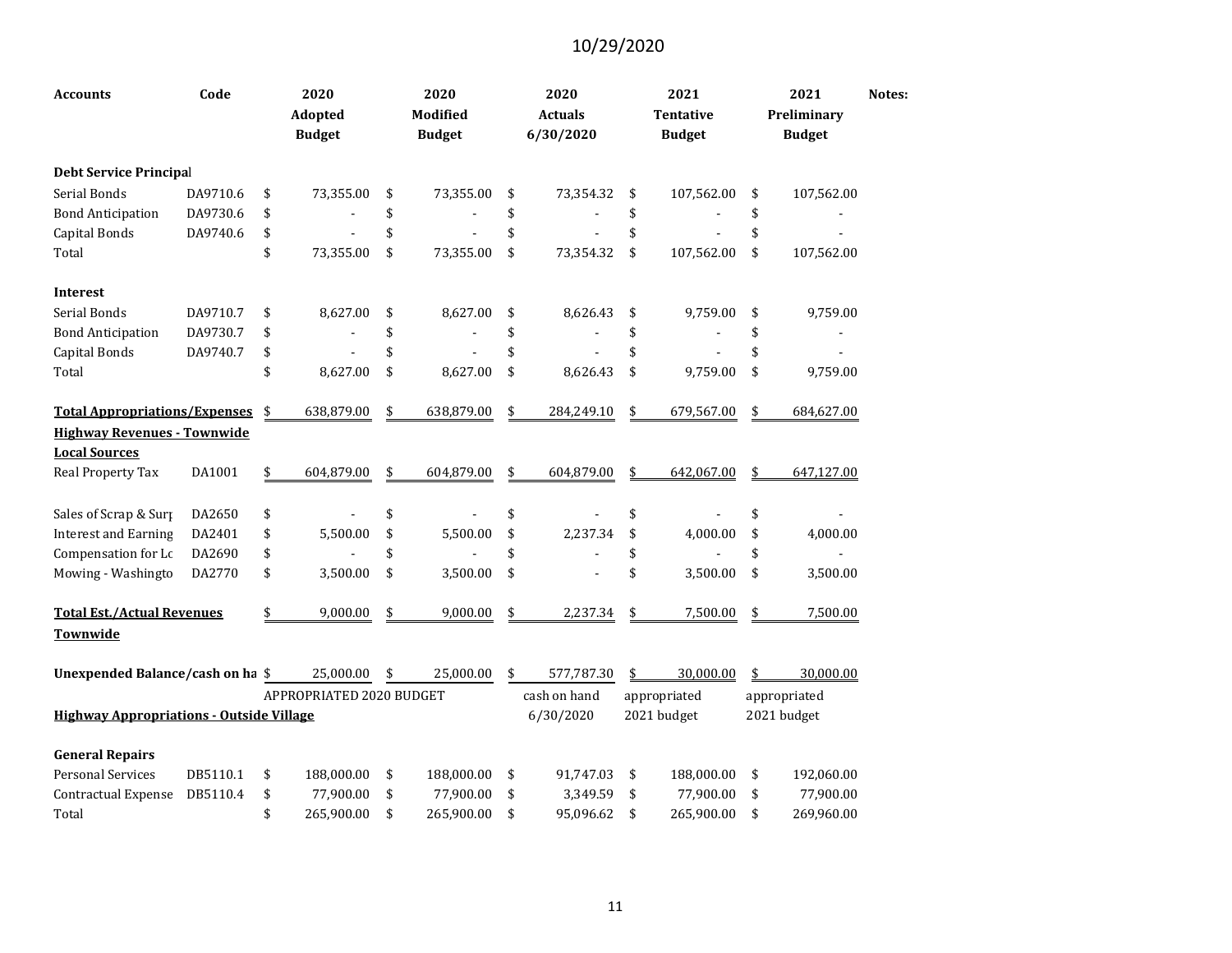10/29/2020

| Accounts | Code | 2020 Adopted Budget | 2020 Modified Budget | 2020 Actuals 6/30/2020 | 2021 Tentative Budget | 2021 Preliminary Budget | Notes: |
|---|---|---|---|---|---|---|---|
| **Debt Service Principal** | | | | | | | |
| Serial Bonds | DA9710.6 | $ 73,355.00 | $ 73,355.00 | $ 73,354.32 | $ 107,562.00 | $ 107,562.00 | |
| Bond Anticipation | DA9730.6 | $ - | $ - | $ - | $ - | $ - | |
| Capital Bonds | DA9740.6 | $ - | $ - | $ - | $ - | $ - | |
| Total | | $ 73,355.00 | $ 73,355.00 | $ 73,354.32 | $ 107,562.00 | $ 107,562.00 | |
| **Interest** | | | | | | | |
| Serial Bonds | DA9710.7 | $ 8,627.00 | $ 8,627.00 | $ 8,626.43 | $ 9,759.00 | $ 9,759.00 | |
| Bond Anticipation | DA9730.7 | $ - | $ - | $ - | $ - | $ - | |
| Capital Bonds | DA9740.7 | $ - | $ - | $ - | $ - | $ - | |
| Total | | $ 8,627.00 | $ 8,627.00 | $ 8,626.43 | $ 9,759.00 | $ 9,759.00 | |
| **Total Appropriations/Expenses** | | $ 638,879.00 | $ 638,879.00 | $ 284,249.10 | $ 679,567.00 | $ 684,627.00 | |
| **Highway Revenues - Townwide** | | | | | | | |
| **Local Sources** | | | | | | | |
| Real Property Tax | DA1001 | $ 604,879.00 | $ 604,879.00 | $ 604,879.00 | $ 642,067.00 | $ 647,127.00 | |
| Sales of Scrap & Surp | DA2650 | $ - | $ - | $ - | $ - | $ - | |
| Interest and Earning | DA2401 | $ 5,500.00 | $ 5,500.00 | $ 2,237.34 | $ 4,000.00 | $ 4,000.00 | |
| Compensation for Lo | DA2690 | $ - | $ - | $ - | $ - | $ - | |
| Mowing - Washingto | DA2770 | $ 3,500.00 | $ 3,500.00 | $ - | $ 3,500.00 | $ 3,500.00 | |
| **Total Est./Actual Revenues Townwide** | | $ 9,000.00 | $ 9,000.00 | $ 2,237.34 | $ 7,500.00 | $ 7,500.00 | |
| **Unexpended Balance/cash on ha** | | $ 25,000.00 | $ 25,000.00 | $ 577,787.30 | $ 30,000.00 | $ 30,000.00 | |
| | | APPROPRIATED 2020 BUDGET | | cash on hand 6/30/2020 | appropriated 2021 budget | appropriated 2021 budget | |
| **Highway Appropriations - Outside Village** | | | | | | | |
| **General Repairs** | | | | | | | |
| Personal Services | DB5110.1 | $ 188,000.00 | $ 188,000.00 | $ 91,747.03 | $ 188,000.00 | $ 192,060.00 | |
| Contractual Expense | DB5110.4 | $ 77,900.00 | $ 77,900.00 | $ 3,349.59 | $ 77,900.00 | $ 77,900.00 | |
| Total | | $ 265,900.00 | $ 265,900.00 | $ 95,096.62 | $ 265,900.00 | $ 269,960.00 | |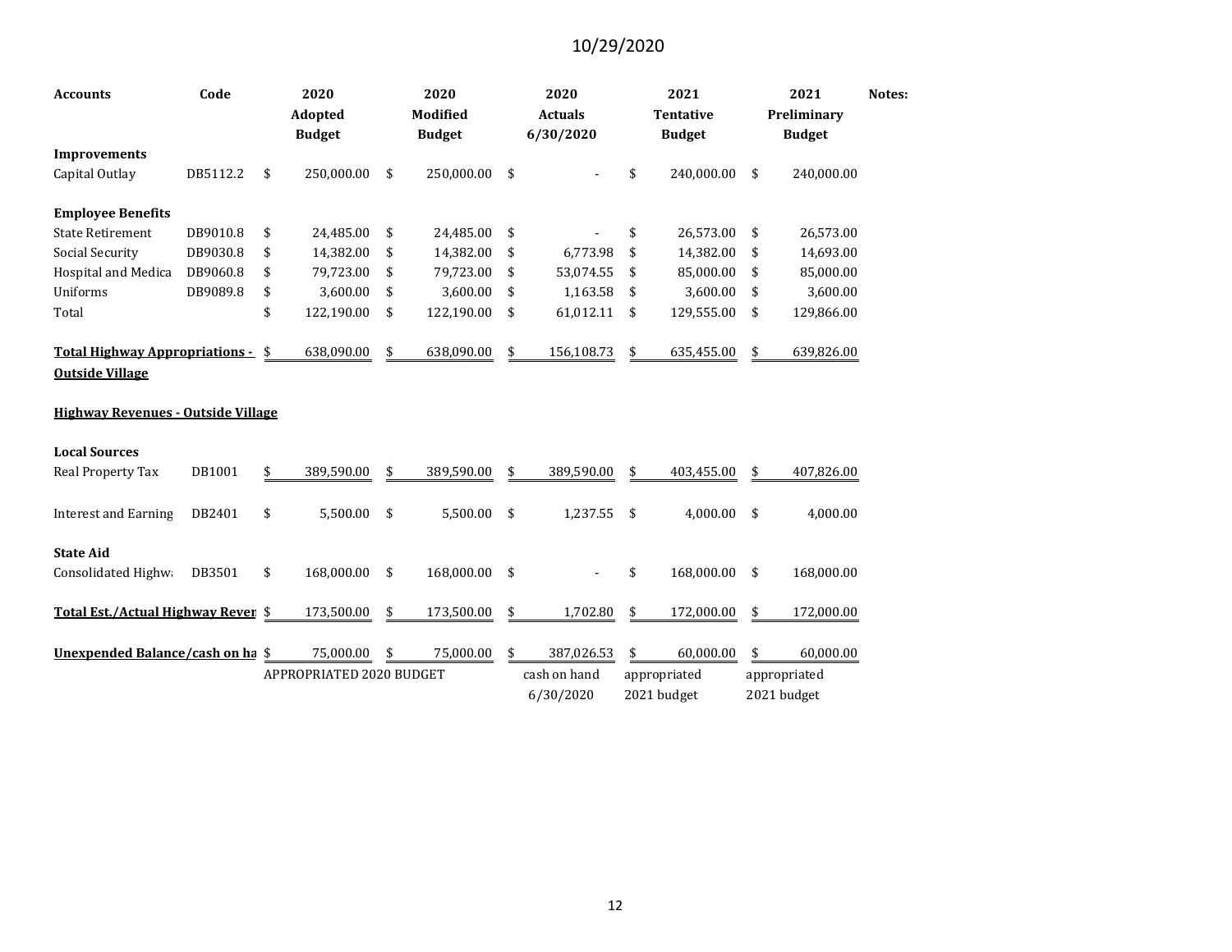10/29/2020

| Accounts | Code | 2020 Adopted Budget | 2020 Modified Budget | 2020 Actuals 6/30/2020 | 2021 Tentative Budget | 2021 Preliminary Budget | Notes: |
|---|---|---|---|---|---|---|---|
| **Improvements** | | | | | | | |
| Capital Outlay | DB5112.2 | $ 250,000.00 | $ 250,000.00 | $ - | $ 240,000.00 | $ 240,000.00 | |
| | | | | | | | |
| **Employee Benefits** | | | | | | | |
| State Retirement | DB9010.8 | $ 24,485.00 | $ 24,485.00 | $ - | $ 26,573.00 | $ 26,573.00 | |
| Social Security | DB9030.8 | $ 14,382.00 | $ 14,382.00 | $ 6,773.98 | $ 14,382.00 | $ 14,693.00 | |
| Hospital and Medica | DB9060.8 | $ 79,723.00 | $ 79,723.00 | $ 53,074.55 | $ 85,000.00 | $ 85,000.00 | |
| Uniforms | DB9089.8 | $ 3,600.00 | $ 3,600.00 | $ 1,163.58 | $ 3,600.00 | $ 3,600.00 | |
| Total | | $ 122,190.00 | $ 122,190.00 | $ 61,012.11 | $ 129,555.00 | $ 129,866.00 | |
| | | | | | | | |
| **Total Highway Appropriations - Outside Village** | | $ 638,090.00 | $ 638,090.00 | $ 156,108.73 | $ 635,455.00 | $ 639,826.00 | |
| | | | | | | | |
| **Highway Revenues - Outside Village** | | | | | | | |
| | | | | | | | |
| **Local Sources** | | | | | | | |
| Real Property Tax | DB1001 | $ 389,590.00 | $ 389,590.00 | $ 389,590.00 | $ 403,455.00 | $ 407,826.00 | |
| | | | | | | | |
| Interest and Earning | DB2401 | $ 5,500.00 | $ 5,500.00 | $ 1,237.55 | $ 4,000.00 | $ 4,000.00 | |
| | | | | | | | |
| **State Aid** | | | | | | | |
| Consolidated Highw | DB3501 | $ 168,000.00 | $ 168,000.00 | $ - | $ 168,000.00 | $ 168,000.00 | |
| | | | | | | | |
| **Total Est./Actual Highway Reven** | | $ 173,500.00 | $ 173,500.00 | $ 1,702.80 | $ 172,000.00 | $ 172,000.00 | |
| | | | | | | | |
| **Unexpended Balance/cash on ha** | | $ 75,000.00 | $ 75,000.00 | $ 387,026.53 | $ 60,000.00 | $ 60,000.00 | |
| | | APPROPRIATED 2020 BUDGET | | cash on hand 6/30/2020 | appropriated 2021 budget | appropriated 2021 budget | |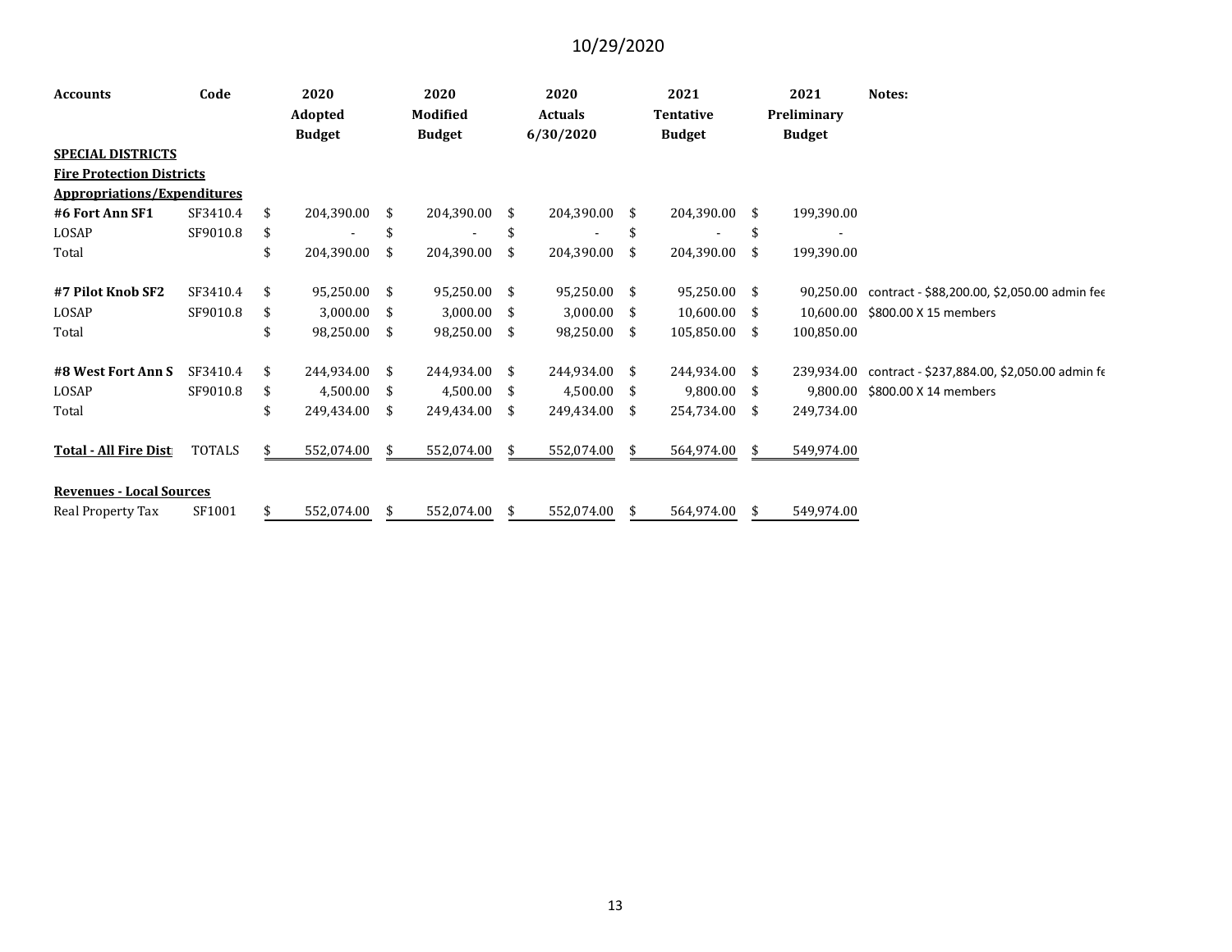10/29/2020

| Accounts | Code | 2020 Adopted Budget | 2020 Modified Budget | 2020 Actuals 6/30/2020 | 2021 Tentative Budget | 2021 Preliminary Budget | Notes: |
|---|---|---|---|---|---|---|---|
| **SPECIAL DISTRICTS** | | | | | | | |
| **Fire Protection Districts** | | | | | | | |
| **Appropriations/Expenditures** | | | | | | | |
| **#6 Fort Ann SF1** | SF3410.4 | $ 204,390.00 | $ 204,390.00 | $ 204,390.00 | $ 204,390.00 | $ 199,390.00 | |
| LOSAP | SF9010.8 | $ - | $ - | $ - | $ - | $ - | |
| Total | | $ 204,390.00 | $ 204,390.00 | $ 204,390.00 | $ 204,390.00 | $ 199,390.00 | |
| **#7 Pilot Knob SF2** | SF3410.4 | $ 95,250.00 | $ 95,250.00 | $ 95,250.00 | $ 95,250.00 | $ 90,250.00 | contract - $88,200.00, $2,050.00 admin fee |
| LOSAP | SF9010.8 | $ 3,000.00 | $ 3,000.00 | $ 3,000.00 | $ 10,600.00 | $ 10,600.00 | $800.00 X 15 members |
| Total | | $ 98,250.00 | $ 98,250.00 | $ 98,250.00 | $ 105,850.00 | $ 100,850.00 | |
| **#8 West Fort Ann S** | SF3410.4 | $ 244,934.00 | $ 244,934.00 | $ 244,934.00 | $ 244,934.00 | $ 239,934.00 | contract - $237,884.00, $2,050.00 admin fe |
| LOSAP | SF9010.8 | $ 4,500.00 | $ 4,500.00 | $ 4,500.00 | $ 9,800.00 | $ 9,800.00 | $800.00 X 14 members |
| Total | | $ 249,434.00 | $ 249,434.00 | $ 249,434.00 | $ 254,734.00 | $ 249,734.00 | |
| **Total - All Fire Dist** | TOTALS | $ 552,074.00 | $ 552,074.00 | $ 552,074.00 | $ 564,974.00 | $ 549,974.00 | |
| **Revenues - Local Sources** | | | | | | | |
| Real Property Tax | SF1001 | $ 552,074.00 | $ 552,074.00 | $ 552,074.00 | $ 564,974.00 | $ 549,974.00 | |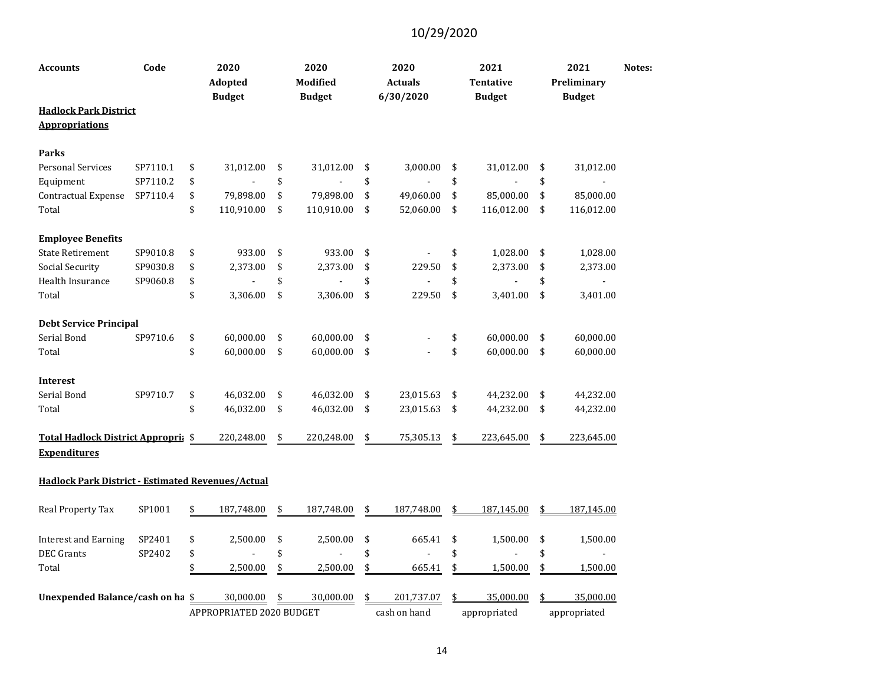10/29/2020

| Accounts | Code | 2020 Adopted Budget | 2020 Modified Budget | 2020 Actuals 6/30/2020 | 2021 Tentative Budget | 2021 Preliminary Budget | Notes: |
|---|---|---|---|---|---|---|---|
| **Hadlock Park District** | | | | | | | |
| **Appropriations** | | | | | | | |
| | | | | | | | |
| **Parks** | | | | | | | |
| Personal Services | SP7110.1 | $ 31,012.00 | $ 31,012.00 | $ 3,000.00 | $ 31,012.00 | $ 31,012.00 | |
| Equipment | SP7110.2 | $ - | $ - | $ - | $ - | $ - | |
| Contractual Expense | SP7110.4 | $ 79,898.00 | $ 79,898.00 | $ 49,060.00 | $ 85,000.00 | $ 85,000.00 | |
| Total | | $ 110,910.00 | $ 110,910.00 | $ 52,060.00 | $ 116,012.00 | $ 116,012.00 | |
| | | | | | | | |
| **Employee Benefits** | | | | | | | |
| State Retirement | SP9010.8 | $ 933.00 | $ 933.00 | $ - | $ 1,028.00 | $ 1,028.00 | |
| Social Security | SP9030.8 | $ 2,373.00 | $ 2,373.00 | $ 229.50 | $ 2,373.00 | $ 2,373.00 | |
| Health Insurance | SP9060.8 | $ - | $ - | $ - | $ - | $ - | |
| Total | | $ 3,306.00 | $ 3,306.00 | $ 229.50 | $ 3,401.00 | $ 3,401.00 | |
| | | | | | | | |
| **Debt Service Principal** | | | | | | | |
| Serial Bond | SP9710.6 | $ 60,000.00 | $ 60,000.00 | $ - | $ 60,000.00 | $ 60,000.00 | |
| Total | | $ 60,000.00 | $ 60,000.00 | $ - | $ 60,000.00 | $ 60,000.00 | |
| | | | | | | | |
| **Interest** | | | | | | | |
| Serial Bond | SP9710.7 | $ 46,032.00 | $ 46,032.00 | $ 23,015.63 | $ 44,232.00 | $ 44,232.00 | |
| Total | | $ 46,032.00 | $ 46,032.00 | $ 23,015.63 | $ 44,232.00 | $ 44,232.00 | |
| | | | | | | | |
| **Total Hadlock District Appropria** | | $ 220,248.00 | $ 220,248.00 | $ 75,305.13 | $ 223,645.00 | $ 223,645.00 | |
| **Expenditures** | | | | | | | |
| | | | | | | | |
| **Hadlock Park District - Estimated Revenues/Actual** | | | | | | | |
| | | | | | | | |
| Real Property Tax | SP1001 | $ 187,748.00 | $ 187,748.00 | $ 187,748.00 | $ 187,145.00 | $ 187,145.00 | |
| | | | | | | | |
| Interest and Earning | SP2401 | $ 2,500.00 | $ 2,500.00 | $ 665.41 | $ 1,500.00 | $ 1,500.00 | |
| DEC Grants | SP2402 | $ - | $ - | $ - | $ - | $ - | |
| Total | | $ 2,500.00 | $ 2,500.00 | $ 665.41 | $ 1,500.00 | $ 1,500.00 | |
| | | | | | | | |
| **Unexpended Balance/cash on ha** | | $ 30,000.00 | $ 30,000.00 | $ 201,737.07 | $ 35,000.00 | $ 35,000.00 | |
| | | APPROPRIATED 2020 BUDGET | | cash on hand | appropriated | appropriated | |